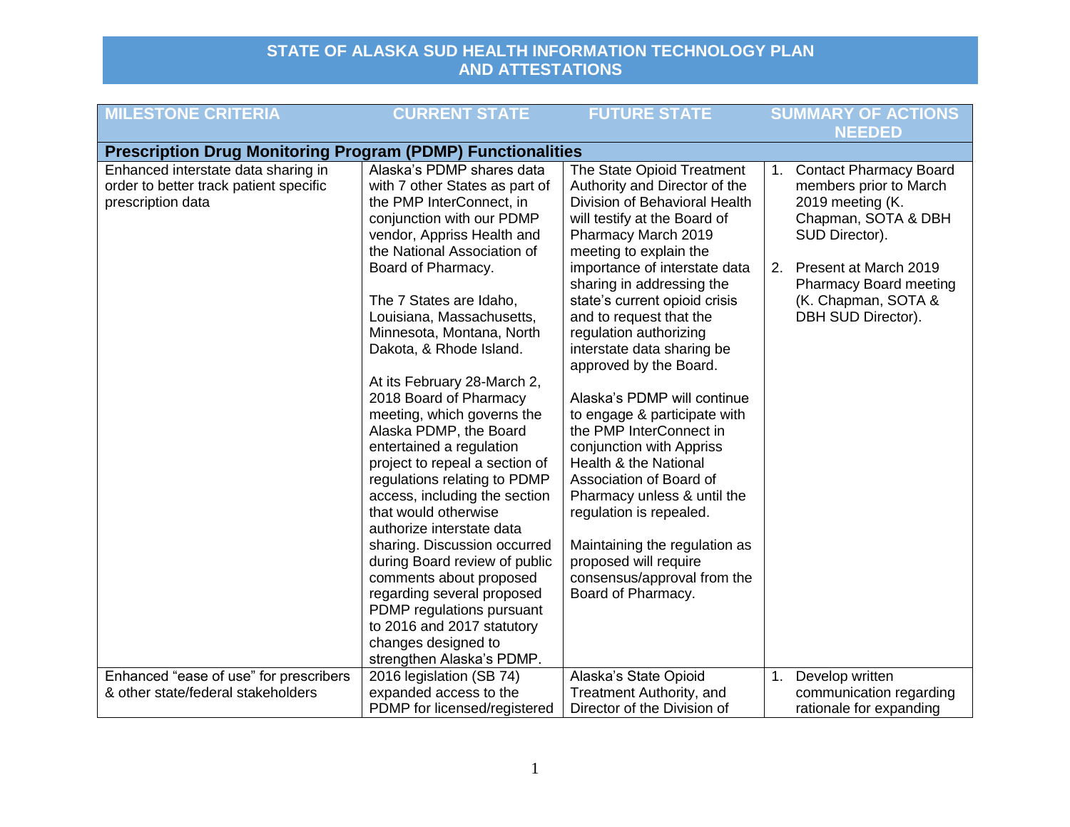# STATE OF ALASKA SUD HEALTH INFORMATION TECHNOLOGY PLAN AND ATTESTATIONS

| MILESTONE CRITERIA | CURRENT STATE | FUTURE STATE | SUMMARY OF ACTIONS NEEDED |
|---|---|---|---|
| **Prescription Drug Monitoring Program (PDMP) Functionalities** | | | |
| Enhanced interstate data sharing in order to better track patient specific prescription data | Alaska's PDMP shares data with 7 other States as part of the PMP InterConnect, in conjunction with our PDMP vendor, Appriss Health and the National Association of Board of Pharmacy.<br><br>The 7 States are Idaho, Louisiana, Massachusetts, Minnesota, Montana, North Dakota, & Rhode Island.<br><br>At its February 28-March 2, 2018 Board of Pharmacy meeting, which governs the Alaska PDMP, the Board entertained a regulation project to repeal a section of regulations relating to PDMP access, including the section that would otherwise authorize interstate data sharing. Discussion occurred during Board review of public comments about proposed regarding several proposed PDMP regulations pursuant to 2016 and 2017 statutory changes designed to strengthen Alaska's PDMP. | The State Opioid Treatment Authority and Director of the Division of Behavioral Health will testify at the Board of Pharmacy March 2019 meeting to explain the importance of interstate data sharing in addressing the state's current opioid crisis and to request that the regulation authorizing interstate data sharing be approved by the Board.<br><br>Alaska's PDMP will continue to engage & participate with the PMP InterConnect in conjunction with Appriss Health & the National Association of Board of Pharmacy unless & until the regulation is repealed.<br><br>Maintaining the regulation as proposed will require consensus/approval from the Board of Pharmacy. | 1. Contact Pharmacy Board members prior to March 2019 meeting (K. Chapman, SOTA & DBH SUD Director).<br><br>2. Present at March 2019 Pharmacy Board meeting (K. Chapman, SOTA & DBH SUD Director). |
| Enhanced "ease of use" for prescribers & other state/federal stakeholders | 2016 legislation (SB 74) expanded access to the PDMP for licensed/registered | Alaska's State Opioid Treatment Authority, and Director of the Division of | 1. Develop written communication regarding rationale for expanding |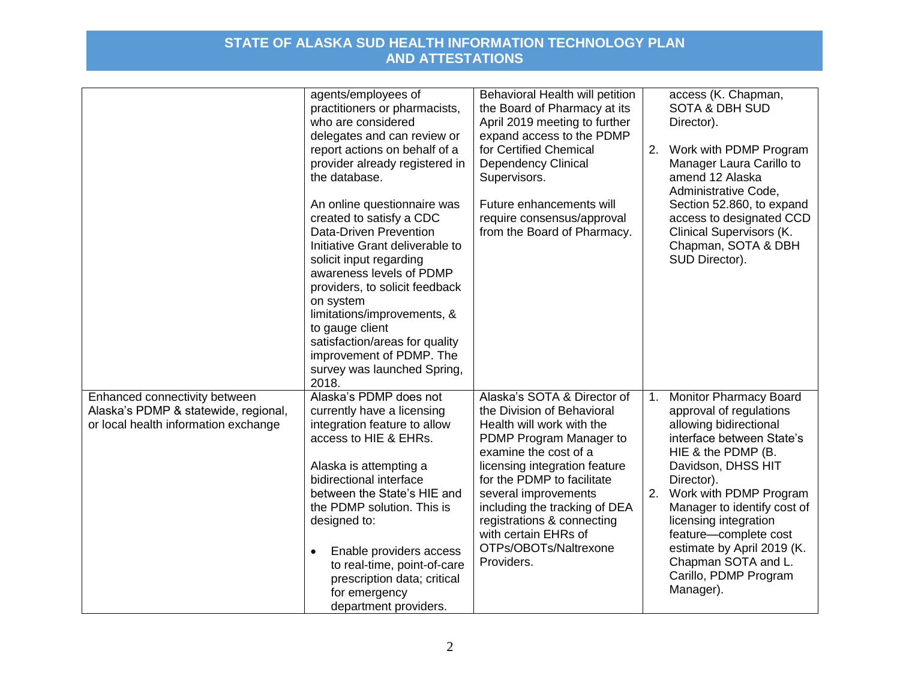| | | | |
|---|---|---|---|
| | agents/employees of practitioners or pharmacists, who are considered delegates and can review or report actions on behalf of a provider already registered in the database.<br><br>An online questionnaire was created to satisfy a CDC Data-Driven Prevention Initiative Grant deliverable to solicit input regarding awareness levels of PDMP providers, to solicit feedback on system limitations/improvements, & to gauge client satisfaction/areas for quality improvement of PDMP. The survey was launched Spring, 2018. | Behavioral Health will petition the Board of Pharmacy at its April 2019 meeting to further expand access to the PDMP for Certified Chemical Dependency Clinical Supervisors.<br><br>Future enhancements will require consensus/approval from the Board of Pharmacy. | access (K. Chapman, SOTA & DBH SUD Director).<br><br>2. Work with PDMP Program Manager Laura Carillo to amend 12 Alaska Administrative Code, Section 52.860, to expand access to designated CCD Clinical Supervisors (K. Chapman, SOTA & DBH SUD Director). |
| Enhanced connectivity between Alaska's PDMP & statewide, regional, or local health information exchange | Alaska's PDMP does not currently have a licensing integration feature to allow access to HIE & EHRs.<br><br>Alaska is attempting a bidirectional interface between the State's HIE and the PDMP solution. This is designed to:<br><br>• Enable providers access to real-time, point-of-care prescription data; critical for emergency department providers. | Alaska's SOTA & Director of the Division of Behavioral Health will work with the PDMP Program Manager to examine the cost of a licensing integration feature for the PDMP to facilitate several improvements including the tracking of DEA registrations & connecting with certain EHRs of OTPs/OBOTs/Naltrexone Providers. | 1. Monitor Pharmacy Board approval of regulations allowing bidirectional interface between State's HIE & the PDMP (B. Davidson, DHSS HIT Director).<br>2. Work with PDMP Program Manager to identify cost of licensing integration feature—complete cost estimate by April 2019 (K. Chapman SOTA and L. Carillo, PDMP Program Manager). |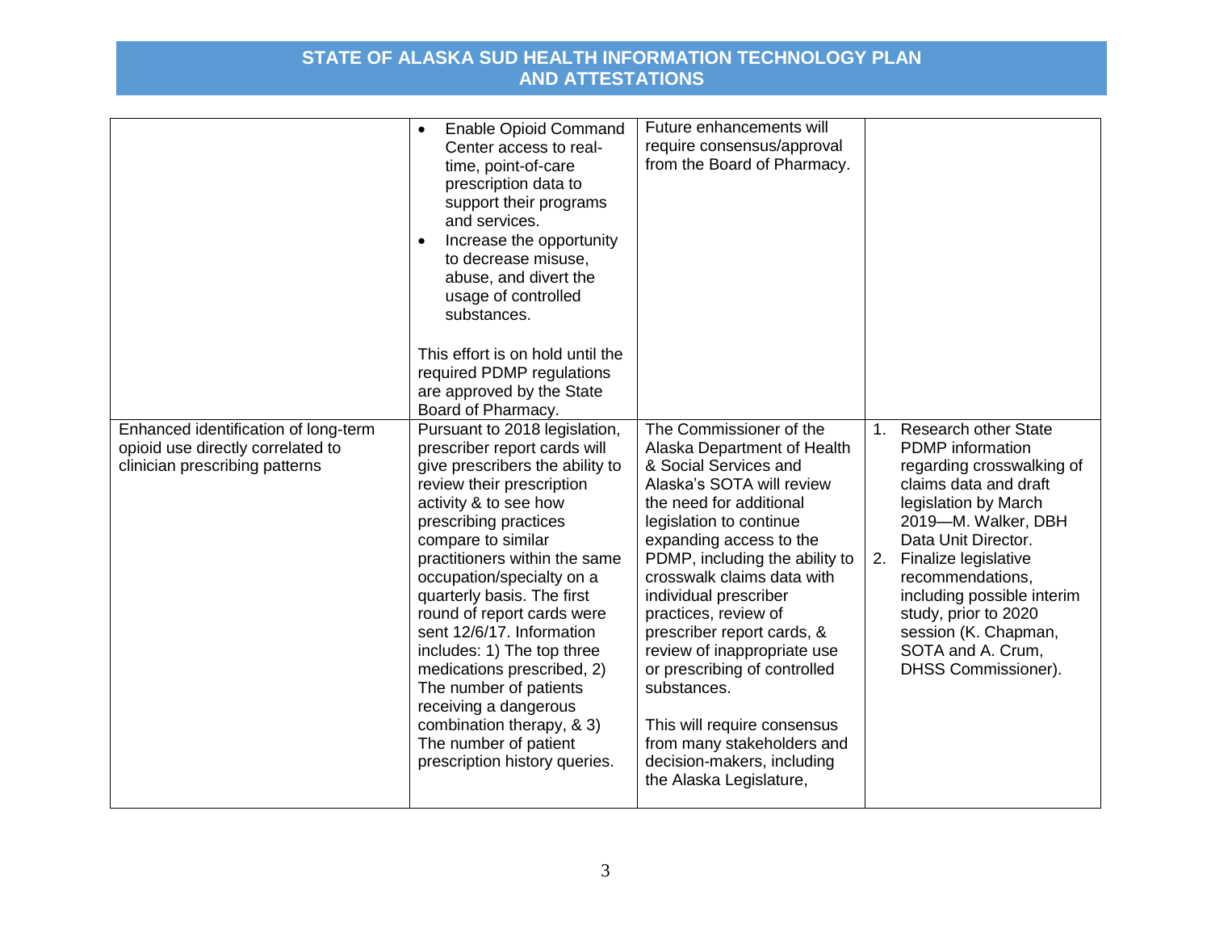| | | | |
|---|---|---|---|
| | • Enable Opioid Command Center access to real-time, point-of-care prescription data to support their programs and services.<br>• Increase the opportunity to decrease misuse, abuse, and divert the usage of controlled substances.<br><br>This effort is on hold until the required PDMP regulations are approved by the State Board of Pharmacy. | Future enhancements will require consensus/approval from the Board of Pharmacy. | |
| Enhanced identification of long-term opioid use directly correlated to clinician prescribing patterns | Pursuant to 2018 legislation, prescriber report cards will give prescribers the ability to review their prescription activity & to see how prescribing practices compare to similar practitioners within the same occupation/specialty on a quarterly basis. The first round of report cards were sent 12/6/17. Information includes: 1) The top three medications prescribed, 2) The number of patients receiving a dangerous combination therapy, & 3) The number of patient prescription history queries. | The Commissioner of the Alaska Department of Health & Social Services and Alaska's SOTA will review the need for additional legislation to continue expanding access to the PDMP, including the ability to crosswalk claims data with individual prescriber practices, review of prescriber report cards, & review of inappropriate use or prescribing of controlled substances.<br><br>This will require consensus from many stakeholders and decision-makers, including the Alaska Legislature, | 1. Research other State PDMP information regarding crosswalking of claims data and draft legislation by March 2019—M. Walker, DBH Data Unit Director.<br>2. Finalize legislative recommendations, including possible interim study, prior to 2020 session (K. Chapman, SOTA and A. Crum, DHSS Commissioner). |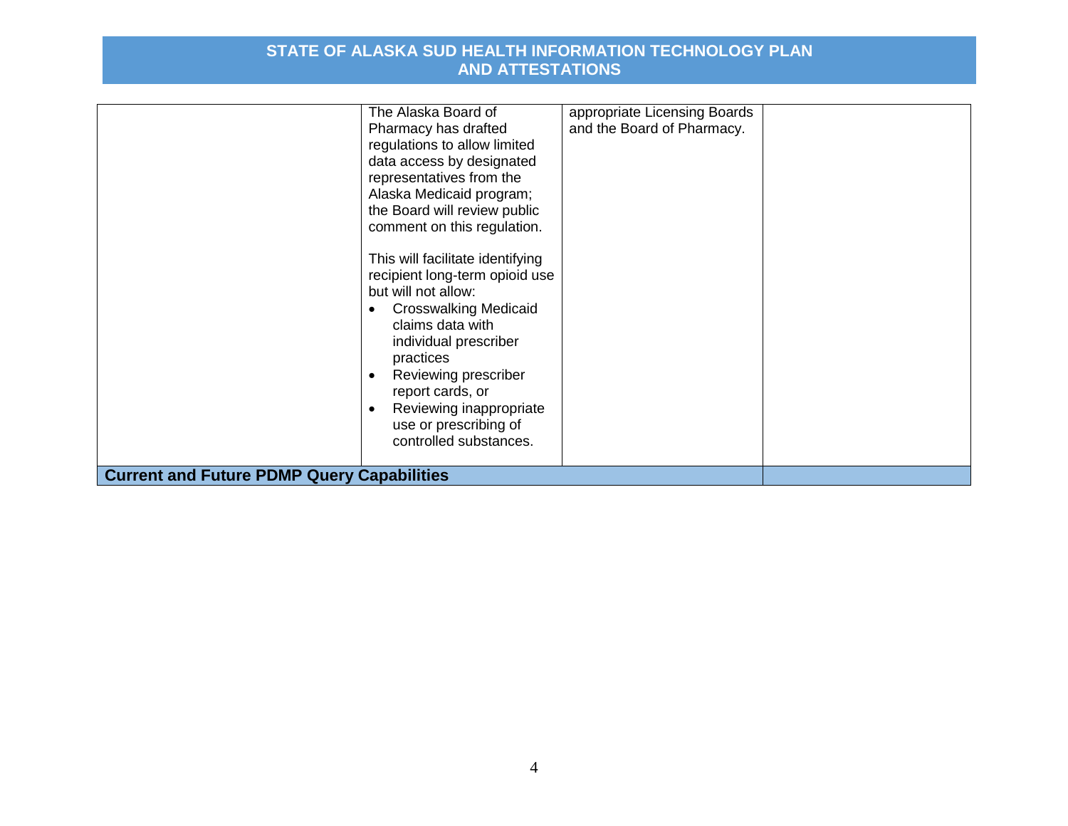| | | | |
|---|---|---|---|
| | The Alaska Board of Pharmacy has drafted regulations to allow limited data access by designated representatives from the Alaska Medicaid program; the Board will review public comment on this regulation.<br><br>This will facilitate identifying recipient long-term opioid use but will not allow:<br>• Crosswalking Medicaid claims data with individual prescriber practices<br>• Reviewing prescriber report cards, or<br>• Reviewing inappropriate use or prescribing of controlled substances. | appropriate Licensing Boards and the Board of Pharmacy. | |
| **Current and Future PDMP Query Capabilities** | | | |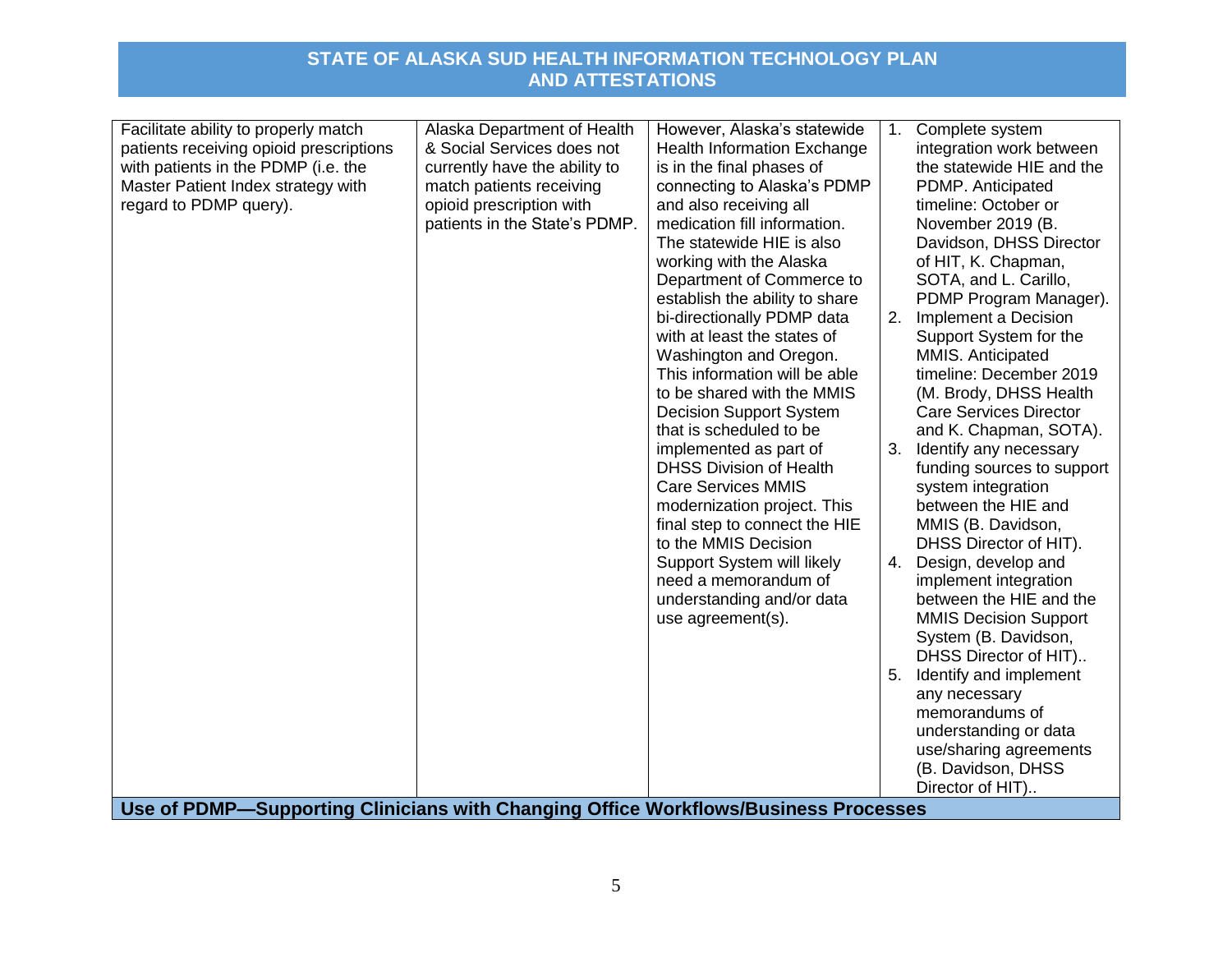| | | | |
|---|---|---|---|
| Facilitate ability to properly match patients receiving opioid prescriptions with patients in the PDMP (i.e. the Master Patient Index strategy with regard to PDMP query). | Alaska Department of Health & Social Services does not currently have the ability to match patients receiving opioid prescription with patients in the State's PDMP. | However, Alaska's statewide Health Information Exchange is in the final phases of connecting to Alaska's PDMP and also receiving all medication fill information. The statewide HIE is also working with the Alaska Department of Commerce to establish the ability to share bi-directionally PDMP data with at least the states of Washington and Oregon. This information will be able to be shared with the MMIS Decision Support System that is scheduled to be implemented as part of DHSS Division of Health Care Services MMIS modernization project. This final step to connect the HIE to the MMIS Decision Support System will likely need a memorandum of understanding and/or data use agreement(s). | 1. Complete system integration work between the statewide HIE and the PDMP. Anticipated timeline: October or November 2019 (B. Davidson, DHSS Director of HIT, K. Chapman, SOTA, and L. Carillo, PDMP Program Manager).<br>2. Implement a Decision Support System for the MMIS. Anticipated timeline: December 2019 (M. Brody, DHSS Health Care Services Director and K. Chapman, SOTA).<br>3. Identify any necessary funding sources to support system integration between the HIE and MMIS (B. Davidson, DHSS Director of HIT).<br>4. Design, develop and implement integration between the HIE and the MMIS Decision Support System (B. Davidson, DHSS Director of HIT)..<br>5. Identify and implement any necessary memorandums of understanding or data use/sharing agreements (B. Davidson, DHSS Director of HIT).. |
| **Use of PDMP—Supporting Clinicians with Changing Office Workflows/Business Processes** | | | |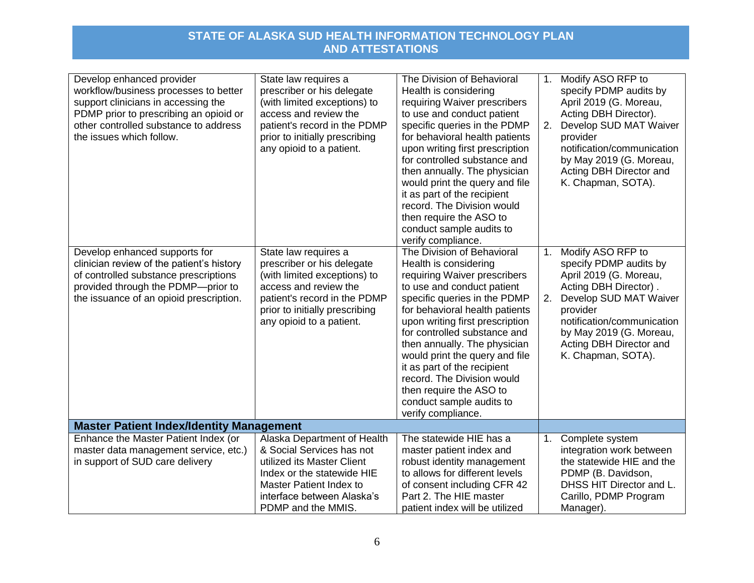| | | | |
|---|---|---|---|
| Develop enhanced provider workflow/business processes to better support clinicians in accessing the PDMP prior to prescribing an opioid or other controlled substance to address the issues which follow. | State law requires a prescriber or his delegate (with limited exceptions) to access and review the patient's record in the PDMP prior to initially prescribing any opioid to a patient. | The Division of Behavioral Health is considering requiring Waiver prescribers to use and conduct patient specific queries in the PDMP for behavioral health patients upon writing first prescription for controlled substance and then annually. The physician would print the query and file it as part of the recipient record. The Division would then require the ASO to conduct sample audits to verify compliance. | 1. Modify ASO RFP to specify PDMP audits by April 2019 (G. Moreau, Acting DBH Director).<br>2. Develop SUD MAT Waiver provider notification/communication by May 2019 (G. Moreau, Acting DBH Director and K. Chapman, SOTA). |
| Develop enhanced supports for clinician review of the patient's history of controlled substance prescriptions provided through the PDMP—prior to the issuance of an opioid prescription. | State law requires a prescriber or his delegate (with limited exceptions) to access and review the patient's record in the PDMP prior to initially prescribing any opioid to a patient. | The Division of Behavioral Health is considering requiring Waiver prescribers to use and conduct patient specific queries in the PDMP for behavioral health patients upon writing first prescription for controlled substance and then annually. The physician would print the query and file it as part of the recipient record. The Division would then require the ASO to conduct sample audits to verify compliance. | 1. Modify ASO RFP to specify PDMP audits by April 2019 (G. Moreau, Acting DBH Director) .<br>2. Develop SUD MAT Waiver provider notification/communication by May 2019 (G. Moreau, Acting DBH Director and K. Chapman, SOTA). |
| **Master Patient Index/Identity Management** | | | |
| Enhance the Master Patient Index (or master data management service, etc.) in support of SUD care delivery | Alaska Department of Health & Social Services has not utilized its Master Client Index or the statewide HIE Master Patient Index to interface between Alaska's PDMP and the MMIS. | The statewide HIE has a master patient index and robust identity management to allows for different levels of consent including CFR 42 Part 2. The HIE master patient index will be utilized | 1. Complete system integration work between the statewide HIE and the PDMP (B. Davidson, DHSS HIT Director and L. Carillo, PDMP Program Manager). |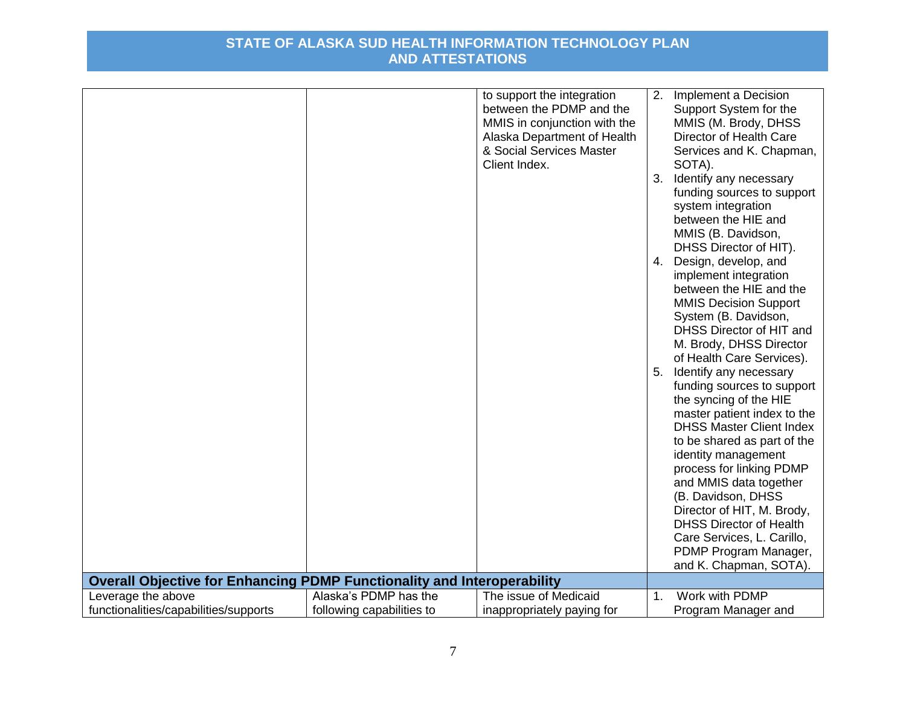| | | | |
|---|---|---|---|
| | | to support the integration between the PDMP and the MMIS in conjunction with the Alaska Department of Health & Social Services Master Client Index. | 2. Implement a Decision Support System for the MMIS (M. Brody, DHSS Director of Health Care Services and K. Chapman, SOTA).<br>3. Identify any necessary funding sources to support system integration between the HIE and MMIS (B. Davidson, DHSS Director of HIT).<br>4. Design, develop, and implement integration between the HIE and the MMIS Decision Support System (B. Davidson, DHSS Director of HIT and M. Brody, DHSS Director of Health Care Services).<br>5. Identify any necessary funding sources to support the syncing of the HIE master patient index to the DHSS Master Client Index to be shared as part of the identity management process for linking PDMP and MMIS data together (B. Davidson, DHSS Director of HIT, M. Brody, DHSS Director of Health Care Services, L. Carillo, PDMP Program Manager, and K. Chapman, SOTA). |
| **Overall Objective for Enhancing PDMP Functionality and Interoperability** | | | |
| Leverage the above functionalities/capabilities/supports | Alaska's PDMP has the following capabilities to | The issue of Medicaid inappropriately paying for | 1. Work with PDMP Program Manager and |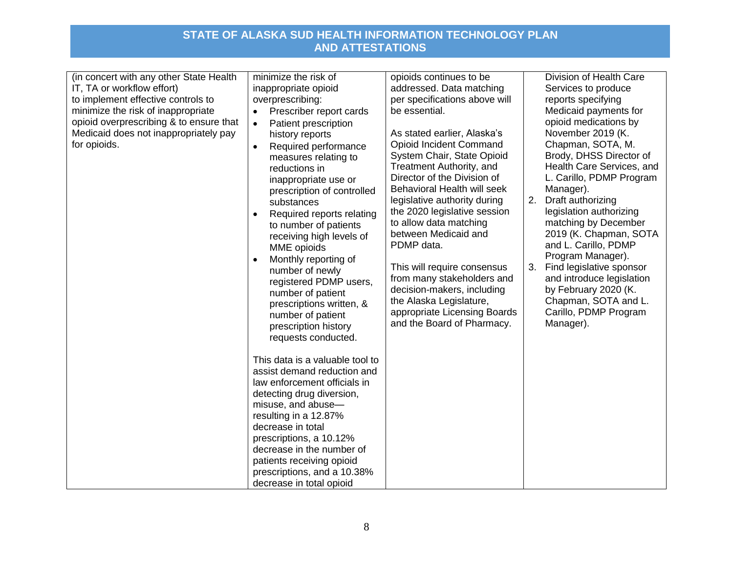| | | | |
|---|---|---|---|
| (in concert with any other State Health IT, TA or workflow effort) to implement effective controls to minimize the risk of inappropriate opioid overprescribing & to ensure that Medicaid does not inappropriately pay for opioids. | minimize the risk of inappropriate opioid overprescribing:<br>• Prescriber report cards<br>• Patient prescription history reports<br>• Required performance measures relating to reductions in inappropriate use or prescription of controlled substances<br>• Required reports relating to number of patients receiving high levels of MME opioids<br>• Monthly reporting of number of newly registered PDMP users, number of patient prescriptions written, & number of patient prescription history requests conducted.<br><br>This data is a valuable tool to assist demand reduction and law enforcement officials in detecting drug diversion, misuse, and abuse—resulting in a 12.87% decrease in total prescriptions, a 10.12% decrease in the number of patients receiving opioid prescriptions, and a 10.38% decrease in total opioid | opioids continues to be addressed. Data matching per specifications above will be essential.<br><br>As stated earlier, Alaska's Opioid Incident Command System Chair, State Opioid Treatment Authority, and Director of the Division of Behavioral Health will seek legislative authority during the 2020 legislative session to allow data matching between Medicaid and PDMP data.<br><br>This will require consensus from many stakeholders and decision-makers, including the Alaska Legislature, appropriate Licensing Boards and the Board of Pharmacy. | Division of Health Care Services to produce reports specifying Medicaid payments for opioid medications by November 2019 (K. Chapman, SOTA, M. Brody, DHSS Director of Health Care Services, and L. Carillo, PDMP Program Manager).<br>2. Draft authorizing legislation authorizing matching by December 2019 (K. Chapman, SOTA and L. Carillo, PDMP Program Manager).<br>3. Find legislative sponsor and introduce legislation by February 2020 (K. Chapman, SOTA and L. Carillo, PDMP Program Manager). |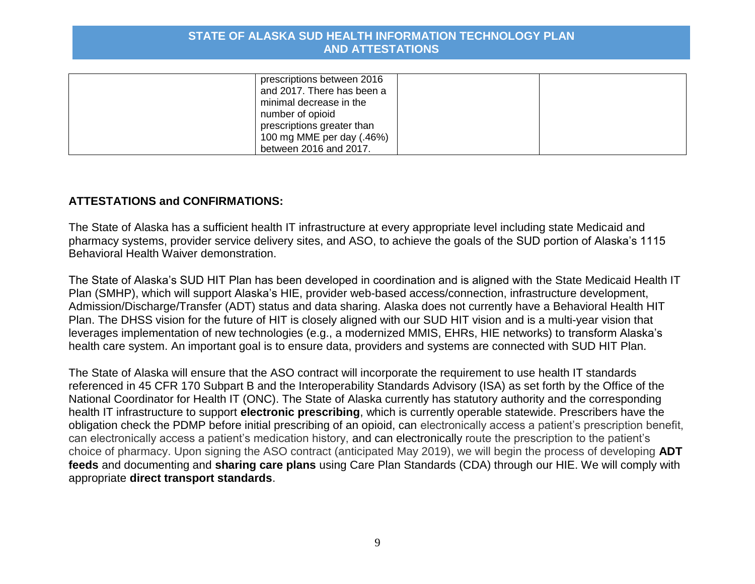| | | | |
|---|---|---|---|
| | prescriptions between 2016 and 2017. There has been a minimal decrease in the number of opioid prescriptions greater than 100 mg MME per day (.46%) between 2016 and 2017. | | |

**ATTESTATIONS and CONFIRMATIONS:**

The State of Alaska has a sufficient health IT infrastructure at every appropriate level including state Medicaid and pharmacy systems, provider service delivery sites, and ASO, to achieve the goals of the SUD portion of Alaska's 1115 Behavioral Health Waiver demonstration.

The State of Alaska's SUD HIT Plan has been developed in coordination and is aligned with the State Medicaid Health IT Plan (SMHP), which will support Alaska's HIE, provider web-based access/connection, infrastructure development, Admission/Discharge/Transfer (ADT) status and data sharing. Alaska does not currently have a Behavioral Health HIT Plan. The DHSS vision for the future of HIT is closely aligned with our SUD HIT vision and is a multi-year vision that leverages implementation of new technologies (e.g., a modernized MMIS, EHRs, HIE networks) to transform Alaska's health care system. An important goal is to ensure data, providers and systems are connected with SUD HIT Plan.

The State of Alaska will ensure that the ASO contract will incorporate the requirement to use health IT standards referenced in 45 CFR 170 Subpart B and the Interoperability Standards Advisory (ISA) as set forth by the Office of the National Coordinator for Health IT (ONC). The State of Alaska currently has statutory authority and the corresponding health IT infrastructure to support **electronic prescribing**, which is currently operable statewide. Prescribers have the obligation check the PDMP before initial prescribing of an opioid, can electronically access a patient's prescription benefit, can electronically access a patient's medication history, and can electronically route the prescription to the patient's choice of pharmacy. Upon signing the ASO contract (anticipated May 2019), we will begin the process of developing **ADT feeds** and documenting and **sharing care plans** using Care Plan Standards (CDA) through our HIE. We will comply with appropriate **direct transport standards**.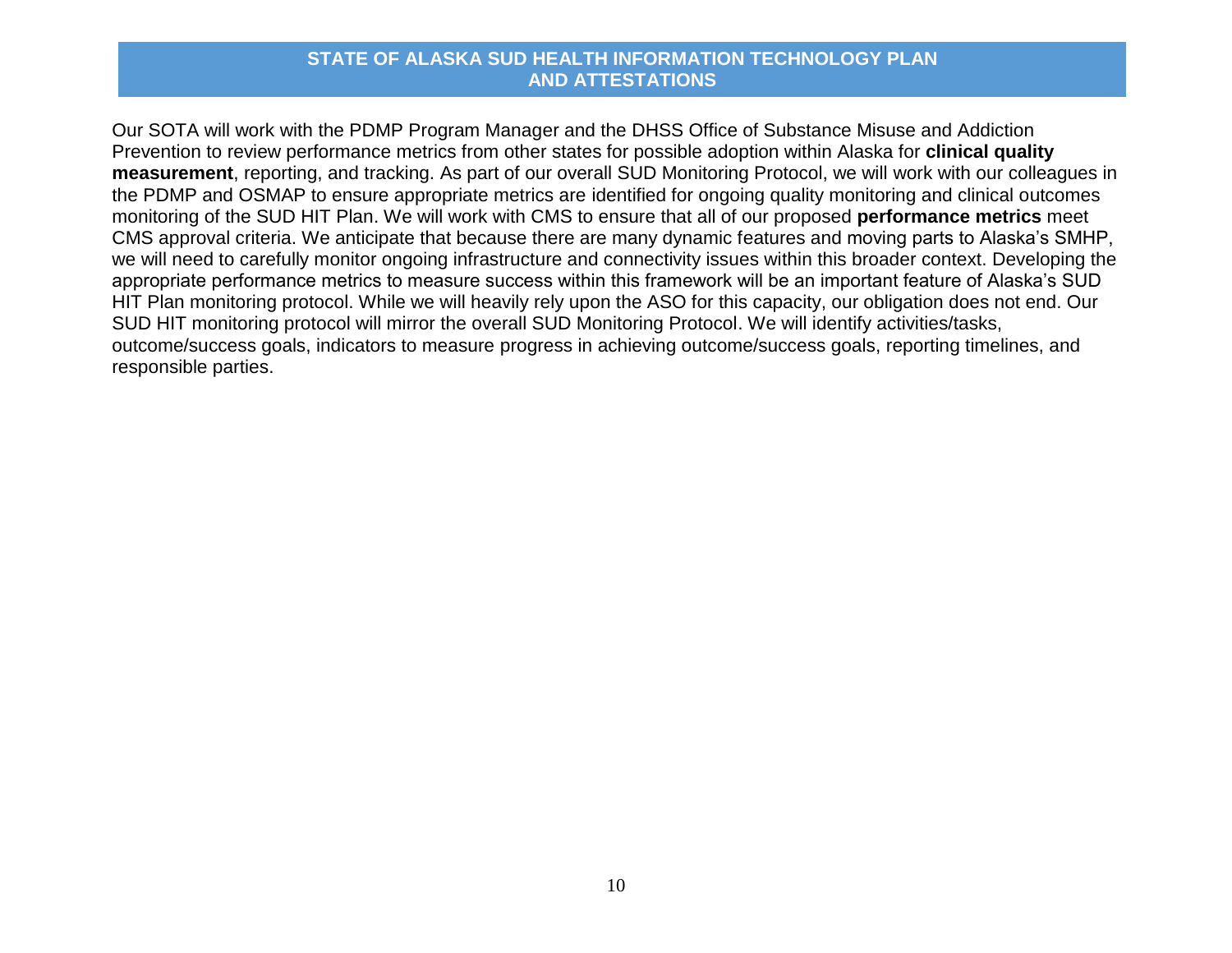Our SOTA will work with the PDMP Program Manager and the DHSS Office of Substance Misuse and Addiction Prevention to review performance metrics from other states for possible adoption within Alaska for **clinical quality measurement**, reporting, and tracking. As part of our overall SUD Monitoring Protocol, we will work with our colleagues in the PDMP and OSMAP to ensure appropriate metrics are identified for ongoing quality monitoring and clinical outcomes monitoring of the SUD HIT Plan. We will work with CMS to ensure that all of our proposed **performance metrics** meet CMS approval criteria. We anticipate that because there are many dynamic features and moving parts to Alaska's SMHP, we will need to carefully monitor ongoing infrastructure and connectivity issues within this broader context. Developing the appropriate performance metrics to measure success within this framework will be an important feature of Alaska's SUD HIT Plan monitoring protocol. While we will heavily rely upon the ASO for this capacity, our obligation does not end. Our SUD HIT monitoring protocol will mirror the overall SUD Monitoring Protocol. We will identify activities/tasks, outcome/success goals, indicators to measure progress in achieving outcome/success goals, reporting timelines, and responsible parties.